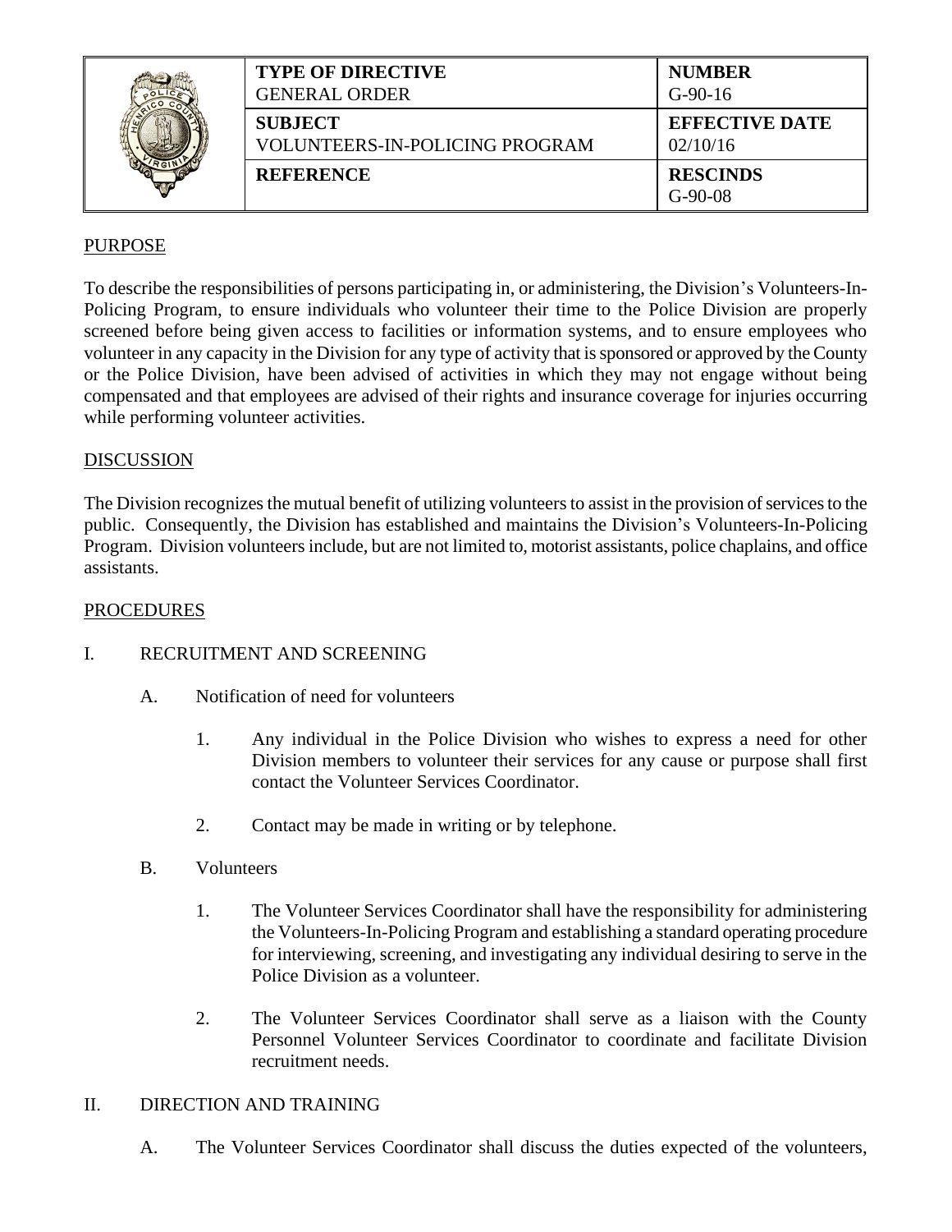| TYPE OF DIRECTIVE<br>GENERAL ORDER | NUMBER<br>G-90-16 |
|---|---|
| **SUBJECT**<br>VOLUNTEERS-IN-POLICING PROGRAM | **EFFECTIVE DATE**<br>02/10/16 |
| **REFERENCE** | **RESCINDS**<br>G-90-08 |

## PURPOSE

To describe the responsibilities of persons participating in, or administering, the Division's Volunteers-In-Policing Program, to ensure individuals who volunteer their time to the Police Division are properly screened before being given access to facilities or information systems, and to ensure employees who volunteer in any capacity in the Division for any type of activity that is sponsored or approved by the County or the Police Division, have been advised of activities in which they may not engage without being compensated and that employees are advised of their rights and insurance coverage for injuries occurring while performing volunteer activities.

## DISCUSSION

The Division recognizes the mutual benefit of utilizing volunteers to assist in the provision of services to the public. Consequently, the Division has established and maintains the Division's Volunteers-In-Policing Program. Division volunteers include, but are not limited to, motorist assistants, police chaplains, and office assistants.

## PROCEDURES

I. RECRUITMENT AND SCREENING

   A. Notification of need for volunteers

      1. Any individual in the Police Division who wishes to express a need for other Division members to volunteer their services for any cause or purpose shall first contact the Volunteer Services Coordinator.

      2. Contact may be made in writing or by telephone.

   B. Volunteers

      1. The Volunteer Services Coordinator shall have the responsibility for administering the Volunteers-In-Policing Program and establishing a standard operating procedure for interviewing, screening, and investigating any individual desiring to serve in the Police Division as a volunteer.

      2. The Volunteer Services Coordinator shall serve as a liaison with the County Personnel Volunteer Services Coordinator to coordinate and facilitate Division recruitment needs.

II. DIRECTION AND TRAINING

   A. The Volunteer Services Coordinator shall discuss the duties expected of the volunteers,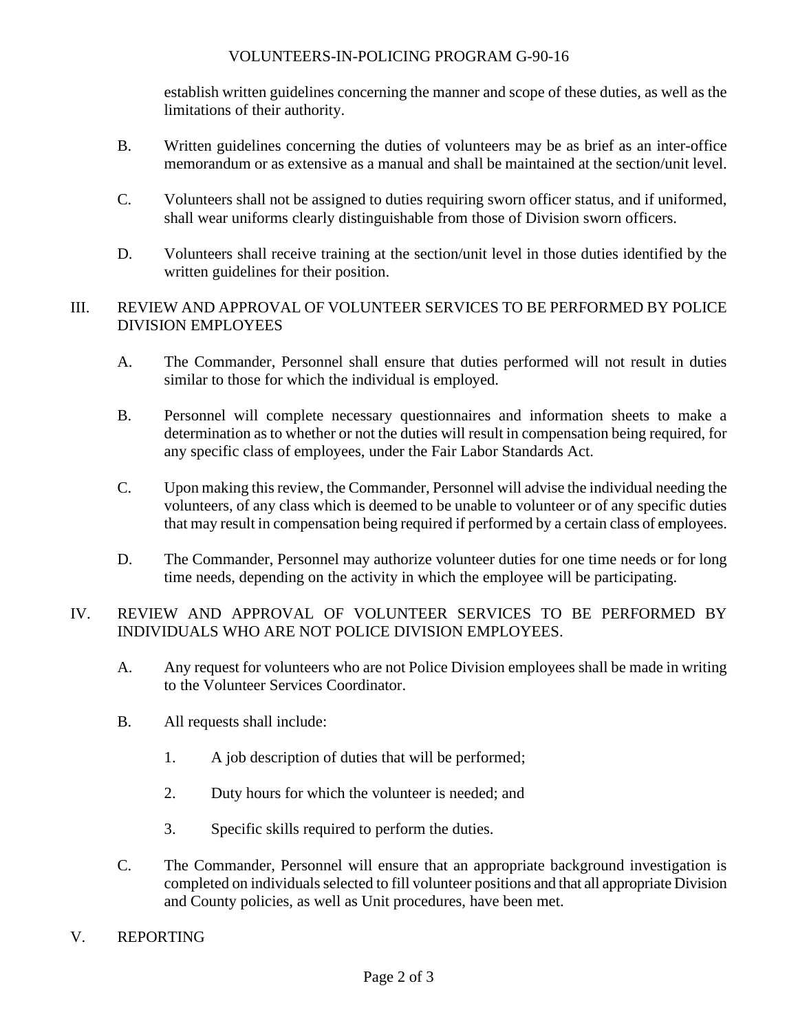establish written guidelines concerning the manner and scope of these duties, as well as the limitations of their authority.

B. Written guidelines concerning the duties of volunteers may be as brief as an inter-office memorandum or as extensive as a manual and shall be maintained at the section/unit level.

C. Volunteers shall not be assigned to duties requiring sworn officer status, and if uniformed, shall wear uniforms clearly distinguishable from those of Division sworn officers.

D. Volunteers shall receive training at the section/unit level in those duties identified by the written guidelines for their position.

## III. REVIEW AND APPROVAL OF VOLUNTEER SERVICES TO BE PERFORMED BY POLICE DIVISION EMPLOYEES

A. The Commander, Personnel shall ensure that duties performed will not result in duties similar to those for which the individual is employed.

B. Personnel will complete necessary questionnaires and information sheets to make a determination as to whether or not the duties will result in compensation being required, for any specific class of employees, under the Fair Labor Standards Act.

C. Upon making this review, the Commander, Personnel will advise the individual needing the volunteers, of any class which is deemed to be unable to volunteer or of any specific duties that may result in compensation being required if performed by a certain class of employees.

D. The Commander, Personnel may authorize volunteer duties for one time needs or for long time needs, depending on the activity in which the employee will be participating.

## IV. REVIEW AND APPROVAL OF VOLUNTEER SERVICES TO BE PERFORMED BY INDIVIDUALS WHO ARE NOT POLICE DIVISION EMPLOYEES.

A. Any request for volunteers who are not Police Division employees shall be made in writing to the Volunteer Services Coordinator.

B. All requests shall include:

1. A job description of duties that will be performed;
2. Duty hours for which the volunteer is needed; and
3. Specific skills required to perform the duties.

C. The Commander, Personnel will ensure that an appropriate background investigation is completed on individuals selected to fill volunteer positions and that all appropriate Division and County policies, as well as Unit procedures, have been met.

## V. REPORTING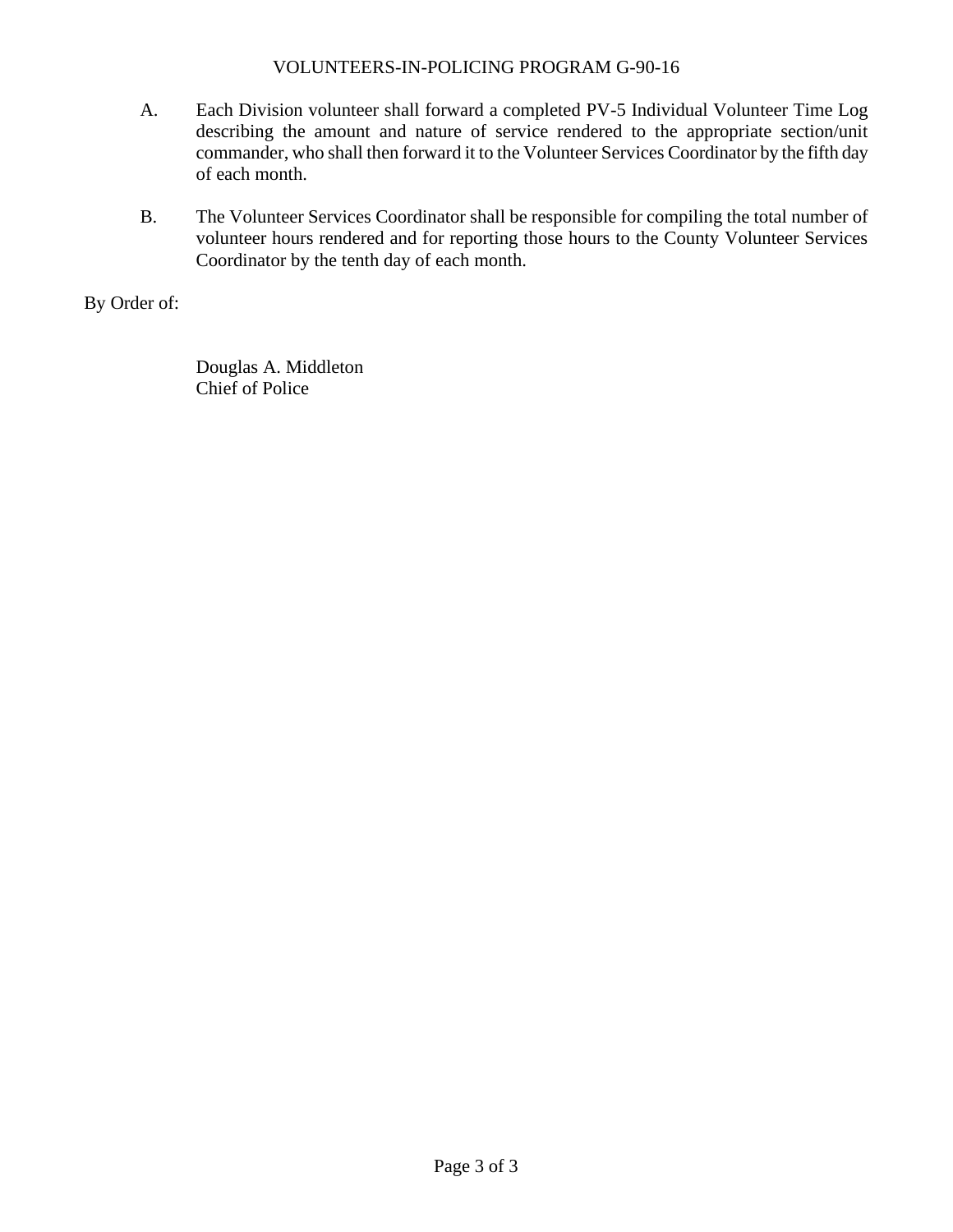A. Each Division volunteer shall forward a completed PV-5 Individual Volunteer Time Log describing the amount and nature of service rendered to the appropriate section/unit commander, who shall then forward it to the Volunteer Services Coordinator by the fifth day of each month.

B. The Volunteer Services Coordinator shall be responsible for compiling the total number of volunteer hours rendered and for reporting those hours to the County Volunteer Services Coordinator by the tenth day of each month.

By Order of:

Douglas A. Middleton
Chief of Police